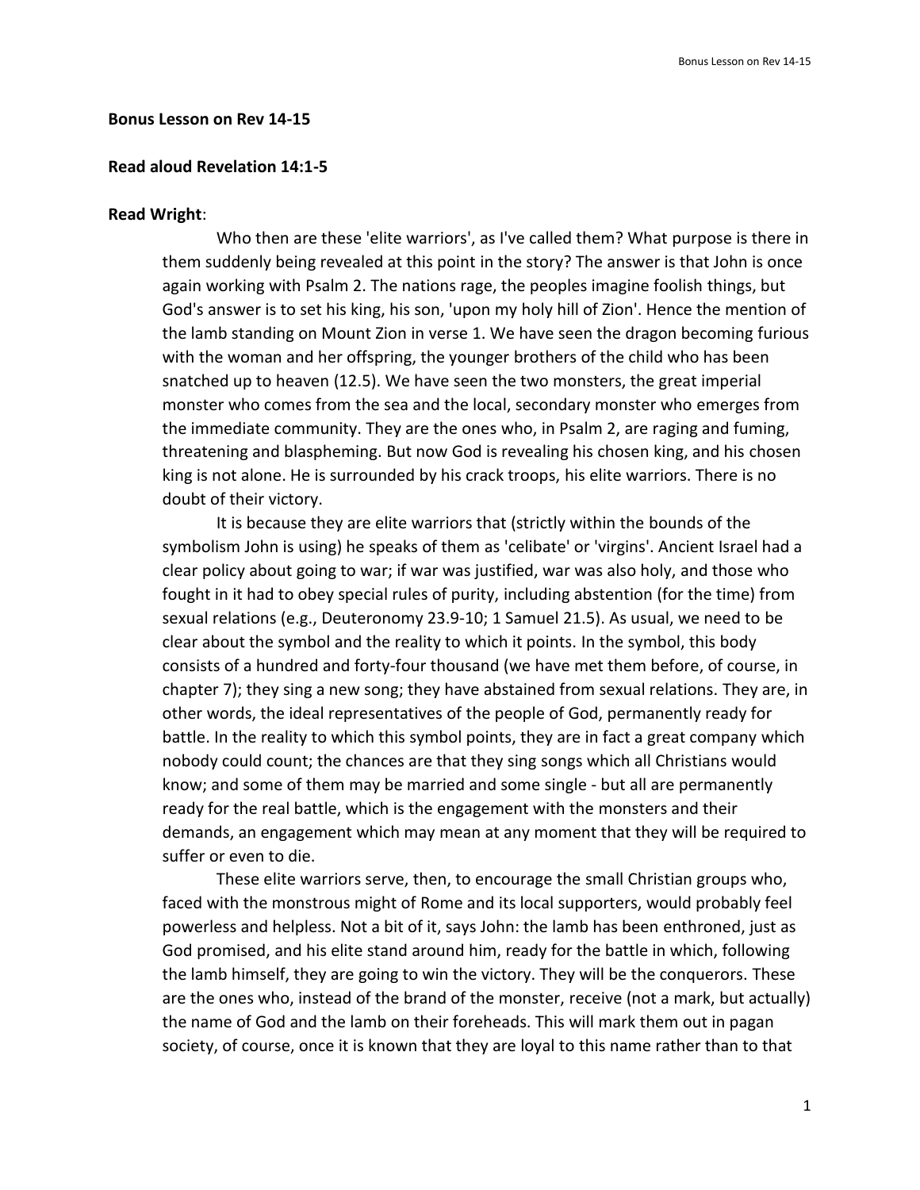**Bonus Lesson on Rev 14-15**

**Read aloud Revelation 14:1-5**

**Read Wright**:

Who then are these 'elite warriors', as I've called them? What purpose is there in them suddenly being revealed at this point in the story? The answer is that John is once again working with Psalm 2. The nations rage, the peoples imagine foolish things, but God's answer is to set his king, his son, 'upon my holy hill of Zion'. Hence the mention of the lamb standing on Mount Zion in verse 1. We have seen the dragon becoming furious with the woman and her offspring, the younger brothers of the child who has been snatched up to heaven (12.5). We have seen the two monsters, the great imperial monster who comes from the sea and the local, secondary monster who emerges from the immediate community. They are the ones who, in Psalm 2, are raging and fuming, threatening and blaspheming. But now God is revealing his chosen king, and his chosen king is not alone. He is surrounded by his crack troops, his elite warriors. There is no doubt of their victory.

It is because they are elite warriors that (strictly within the bounds of the symbolism John is using) he speaks of them as 'celibate' or 'virgins'. Ancient Israel had a clear policy about going to war; if war was justified, war was also holy, and those who fought in it had to obey special rules of purity, including abstention (for the time) from sexual relations (e.g., Deuteronomy 23.9-10; 1 Samuel 21.5). As usual, we need to be clear about the symbol and the reality to which it points. In the symbol, this body consists of a hundred and forty-four thousand (we have met them before, of course, in chapter 7); they sing a new song; they have abstained from sexual relations. They are, in other words, the ideal representatives of the people of God, permanently ready for battle. In the reality to which this symbol points, they are in fact a great company which nobody could count; the chances are that they sing songs which all Christians would know; and some of them may be married and some single - but all are permanently ready for the real battle, which is the engagement with the monsters and their demands, an engagement which may mean at any moment that they will be required to suffer or even to die.

These elite warriors serve, then, to encourage the small Christian groups who, faced with the monstrous might of Rome and its local supporters, would probably feel powerless and helpless. Not a bit of it, says John: the lamb has been enthroned, just as God promised, and his elite stand around him, ready for the battle in which, following the lamb himself, they are going to win the victory. They will be the conquerors. These are the ones who, instead of the brand of the monster, receive (not a mark, but actually) the name of God and the lamb on their foreheads. This will mark them out in pagan society, of course, once it is known that they are loyal to this name rather than to that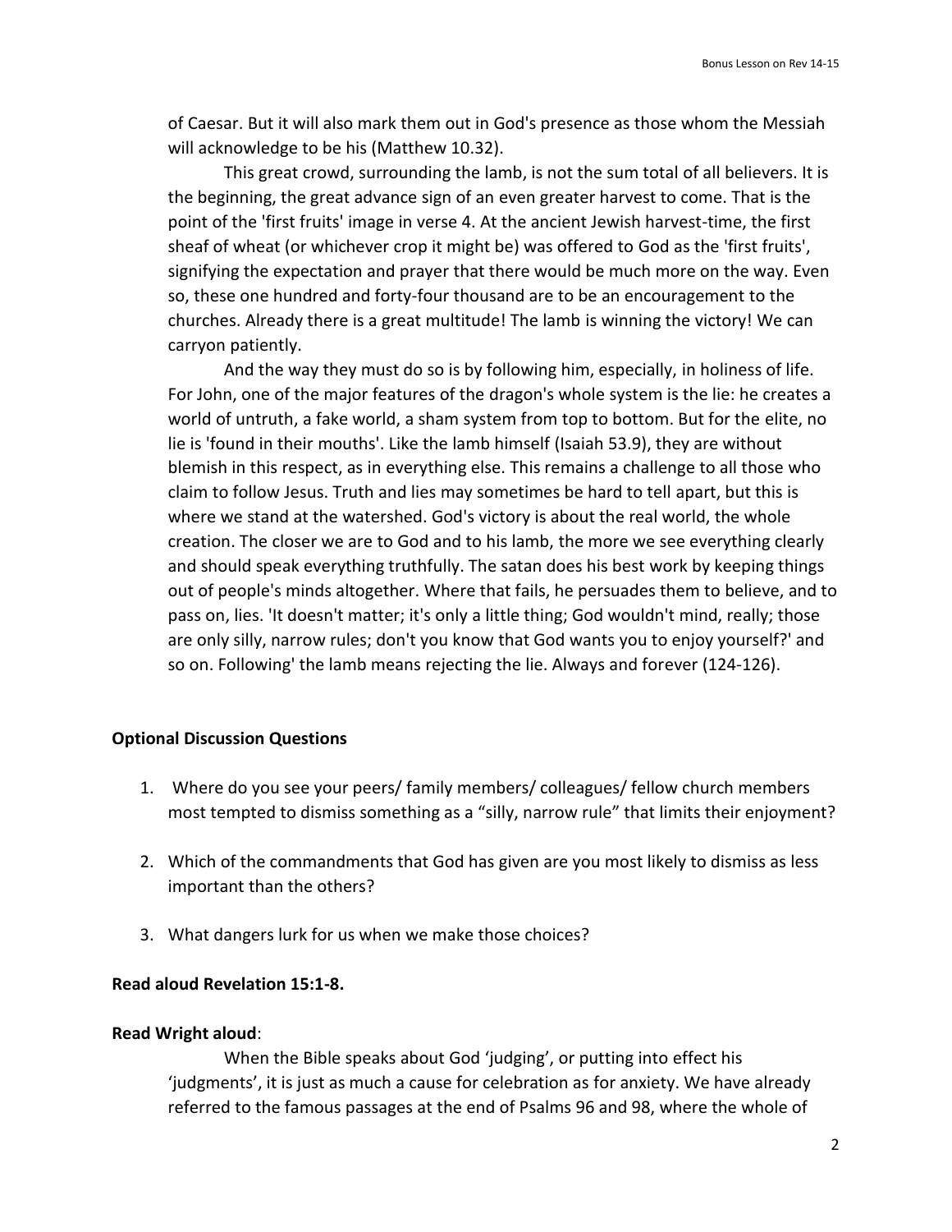of Caesar. But it will also mark them out in God's presence as those whom the Messiah will acknowledge to be his (Matthew 10.32).

This great crowd, surrounding the lamb, is not the sum total of all believers. It is the beginning, the great advance sign of an even greater harvest to come. That is the point of the 'first fruits' image in verse 4. At the ancient Jewish harvest-time, the first sheaf of wheat (or whichever crop it might be) was offered to God as the 'first fruits', signifying the expectation and prayer that there would be much more on the way. Even so, these one hundred and forty-four thousand are to be an encouragement to the churches. Already there is a great multitude! The lamb is winning the victory! We can carryon patiently.

And the way they must do so is by following him, especially, in holiness of life. For John, one of the major features of the dragon's whole system is the lie: he creates a world of untruth, a fake world, a sham system from top to bottom. But for the elite, no lie is 'found in their mouths'. Like the lamb himself (Isaiah 53.9), they are without blemish in this respect, as in everything else. This remains a challenge to all those who claim to follow Jesus. Truth and lies may sometimes be hard to tell apart, but this is where we stand at the watershed. God's victory is about the real world, the whole creation. The closer we are to God and to his lamb, the more we see everything clearly and should speak everything truthfully. The satan does his best work by keeping things out of people's minds altogether. Where that fails, he persuades them to believe, and to pass on, lies. 'It doesn't matter; it's only a little thing; God wouldn't mind, really; those are only silly, narrow rules; don't you know that God wants you to enjoy yourself?' and so on. Following' the lamb means rejecting the lie. Always and forever (124-126).

**Optional Discussion Questions**

1. Where do you see your peers/ family members/ colleagues/ fellow church members most tempted to dismiss something as a "silly, narrow rule" that limits their enjoyment?

2. Which of the commandments that God has given are you most likely to dismiss as less important than the others?

3. What dangers lurk for us when we make those choices?

**Read aloud Revelation 15:1-8.**

**Read Wright aloud**:

When the Bible speaks about God 'judging', or putting into effect his 'judgments', it is just as much a cause for celebration as for anxiety. We have already referred to the famous passages at the end of Psalms 96 and 98, where the whole of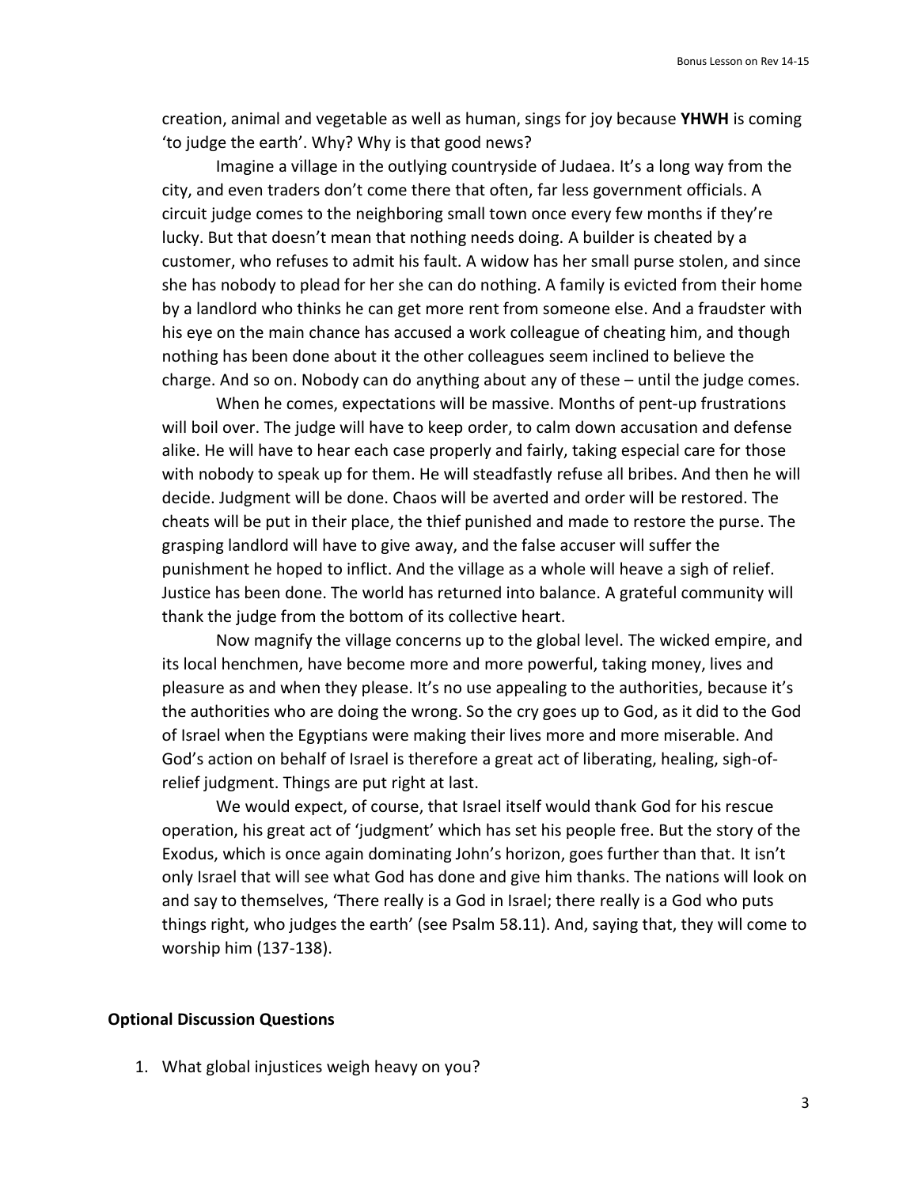creation, animal and vegetable as well as human, sings for joy because **YHWH** is coming 'to judge the earth'. Why? Why is that good news?

Imagine a village in the outlying countryside of Judaea. It's a long way from the city, and even traders don't come there that often, far less government officials. A circuit judge comes to the neighboring small town once every few months if they're lucky. But that doesn't mean that nothing needs doing. A builder is cheated by a customer, who refuses to admit his fault. A widow has her small purse stolen, and since she has nobody to plead for her she can do nothing. A family is evicted from their home by a landlord who thinks he can get more rent from someone else. And a fraudster with his eye on the main chance has accused a work colleague of cheating him, and though nothing has been done about it the other colleagues seem inclined to believe the charge. And so on. Nobody can do anything about any of these – until the judge comes.

When he comes, expectations will be massive. Months of pent-up frustrations will boil over. The judge will have to keep order, to calm down accusation and defense alike. He will have to hear each case properly and fairly, taking especial care for those with nobody to speak up for them. He will steadfastly refuse all bribes. And then he will decide. Judgment will be done. Chaos will be averted and order will be restored. The cheats will be put in their place, the thief punished and made to restore the purse. The grasping landlord will have to give away, and the false accuser will suffer the punishment he hoped to inflict. And the village as a whole will heave a sigh of relief. Justice has been done. The world has returned into balance. A grateful community will thank the judge from the bottom of its collective heart.

Now magnify the village concerns up to the global level. The wicked empire, and its local henchmen, have become more and more powerful, taking money, lives and pleasure as and when they please. It's no use appealing to the authorities, because it's the authorities who are doing the wrong. So the cry goes up to God, as it did to the God of Israel when the Egyptians were making their lives more and more miserable. And God's action on behalf of Israel is therefore a great act of liberating, healing, sigh-of-relief judgment. Things are put right at last.

We would expect, of course, that Israel itself would thank God for his rescue operation, his great act of 'judgment' which has set his people free. But the story of the Exodus, which is once again dominating John's horizon, goes further than that. It isn't only Israel that will see what God has done and give him thanks. The nations will look on and say to themselves, 'There really is a God in Israel; there really is a God who puts things right, who judges the earth' (see Psalm 58.11). And, saying that, they will come to worship him (137-138).

### Optional Discussion Questions

1. What global injustices weigh heavy on you?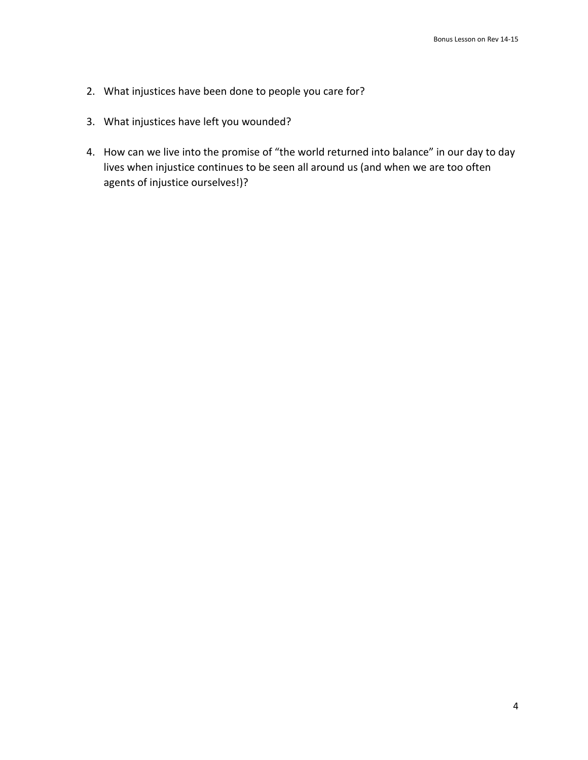2. What injustices have been done to people you care for?

3. What injustices have left you wounded?

4. How can we live into the promise of "the world returned into balance" in our day to day lives when injustice continues to be seen all around us (and when we are too often agents of injustice ourselves!)?